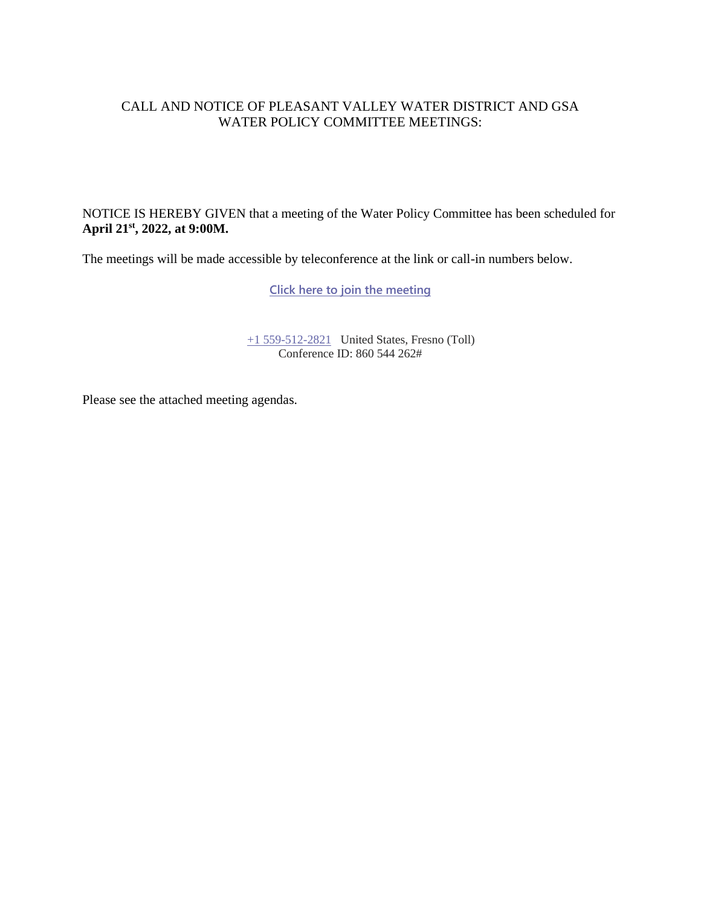# CALL AND NOTICE OF PLEASANT VALLEY WATER DISTRICT AND GSA WATER POLICY COMMITTEE MEETINGS:

NOTICE IS HEREBY GIVEN that a meeting of the Water Policy Committee has been scheduled for **April 21st, 2022, at 9:00M.**

The meetings will be made accessible by teleconference at the link or call-in numbers below.

Click here to join the meeting

+1 559-512-2821 United States, Fresno (Toll)
Conference ID: 860 544 262#

Please see the attached meeting agendas.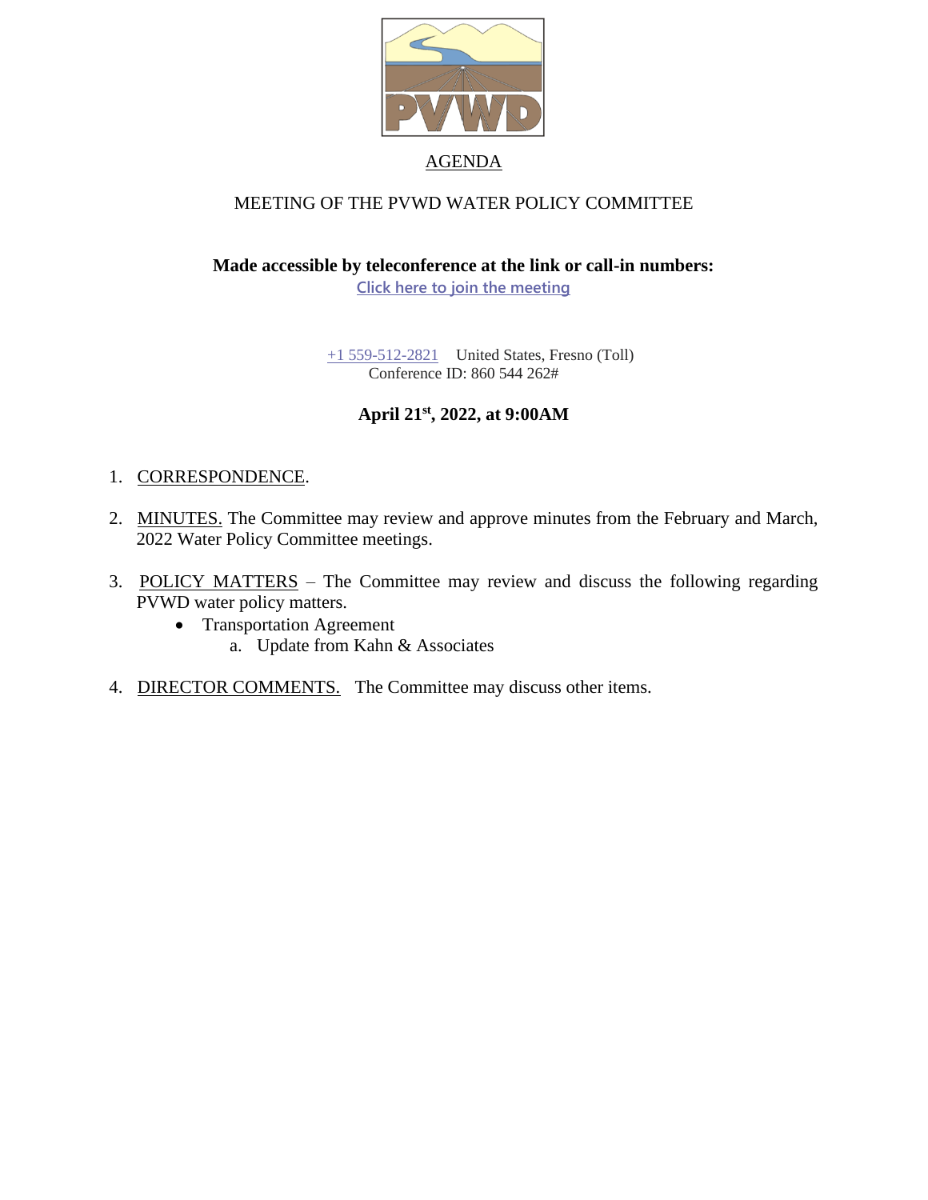# AGENDA

## MEETING OF THE PVWD WATER POLICY COMMITTEE

**Made accessible by teleconference at the link or call-in numbers:**
Click here to join the meeting

+1 559-512-2821 United States, Fresno (Toll)
Conference ID: 860 544 262#

**April 21st, 2022, at 9:00AM**

1. CORRESPONDENCE.

2. MINUTES. The Committee may review and approve minutes from the February and March, 2022 Water Policy Committee meetings.

3. POLICY MATTERS – The Committee may review and discuss the following regarding PVWD water policy matters.
   - Transportation Agreement
     a. Update from Kahn & Associates

4. DIRECTOR COMMENTS. The Committee may discuss other items.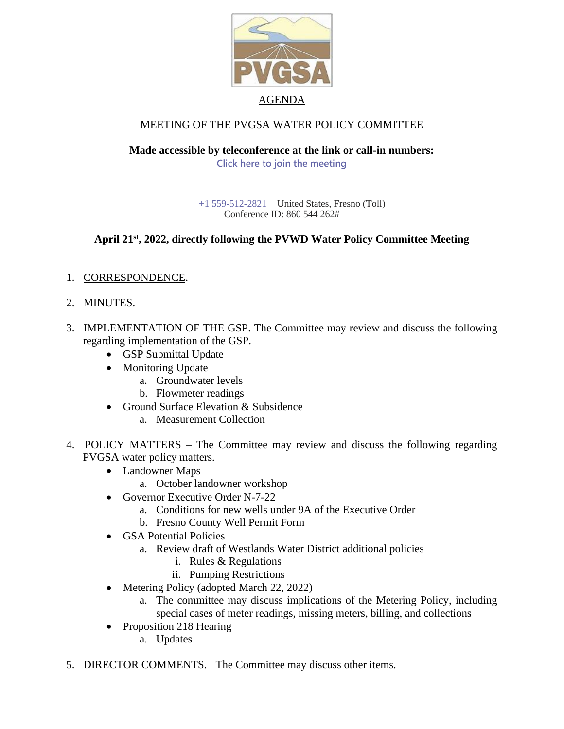PVGSA

AGENDA

MEETING OF THE PVGSA WATER POLICY COMMITTEE

**Made accessible by teleconference at the link or call-in numbers:**

Click here to join the meeting

+1 559-512-2821 United States, Fresno (Toll)
Conference ID: 860 544 262#

**April 21st, 2022, directly following the PVWD Water Policy Committee Meeting**

1. CORRESPONDENCE.

2. MINUTES.

3. IMPLEMENTATION OF THE GSP. The Committee may review and discuss the following regarding implementation of the GSP.
   - GSP Submittal Update
   - Monitoring Update
     a. Groundwater levels
     b. Flowmeter readings
   - Ground Surface Elevation & Subsidence
     a. Measurement Collection

4. POLICY MATTERS – The Committee may review and discuss the following regarding PVGSA water policy matters.
   - Landowner Maps
     a. October landowner workshop
   - Governor Executive Order N-7-22
     a. Conditions for new wells under 9A of the Executive Order
     b. Fresno County Well Permit Form
   - GSA Potential Policies
     a. Review draft of Westlands Water District additional policies
        i. Rules & Regulations
        ii. Pumping Restrictions
   - Metering Policy (adopted March 22, 2022)
     a. The committee may discuss implications of the Metering Policy, including special cases of meter readings, missing meters, billing, and collections
   - Proposition 218 Hearing
     a. Updates

5. DIRECTOR COMMENTS. The Committee may discuss other items.